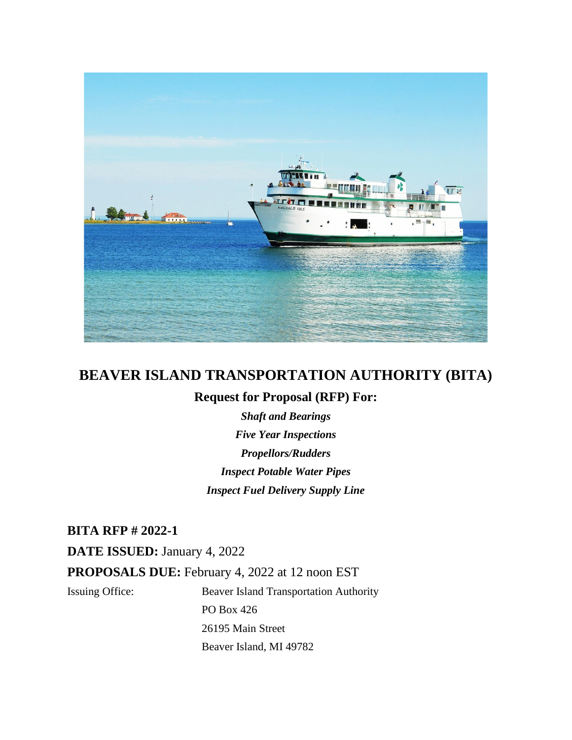# BEAVER ISLAND TRANSPORTATION AUTHORITY (BITA)

## Request for Proposal (RFP) For:

***Shaft and Bearings***

***Five Year Inspections***

***Propellors/Rudders***

***Inspect Potable Water Pipes***

***Inspect Fuel Delivery Supply Line***

**BITA RFP # 2022-1**

**DATE ISSUED:** January 4, 2022

**PROPOSALS DUE:** February 4, 2022 at 12 noon EST

Issuing Office: Beaver Island Transportation Authority
PO Box 426
26195 Main Street
Beaver Island, MI 49782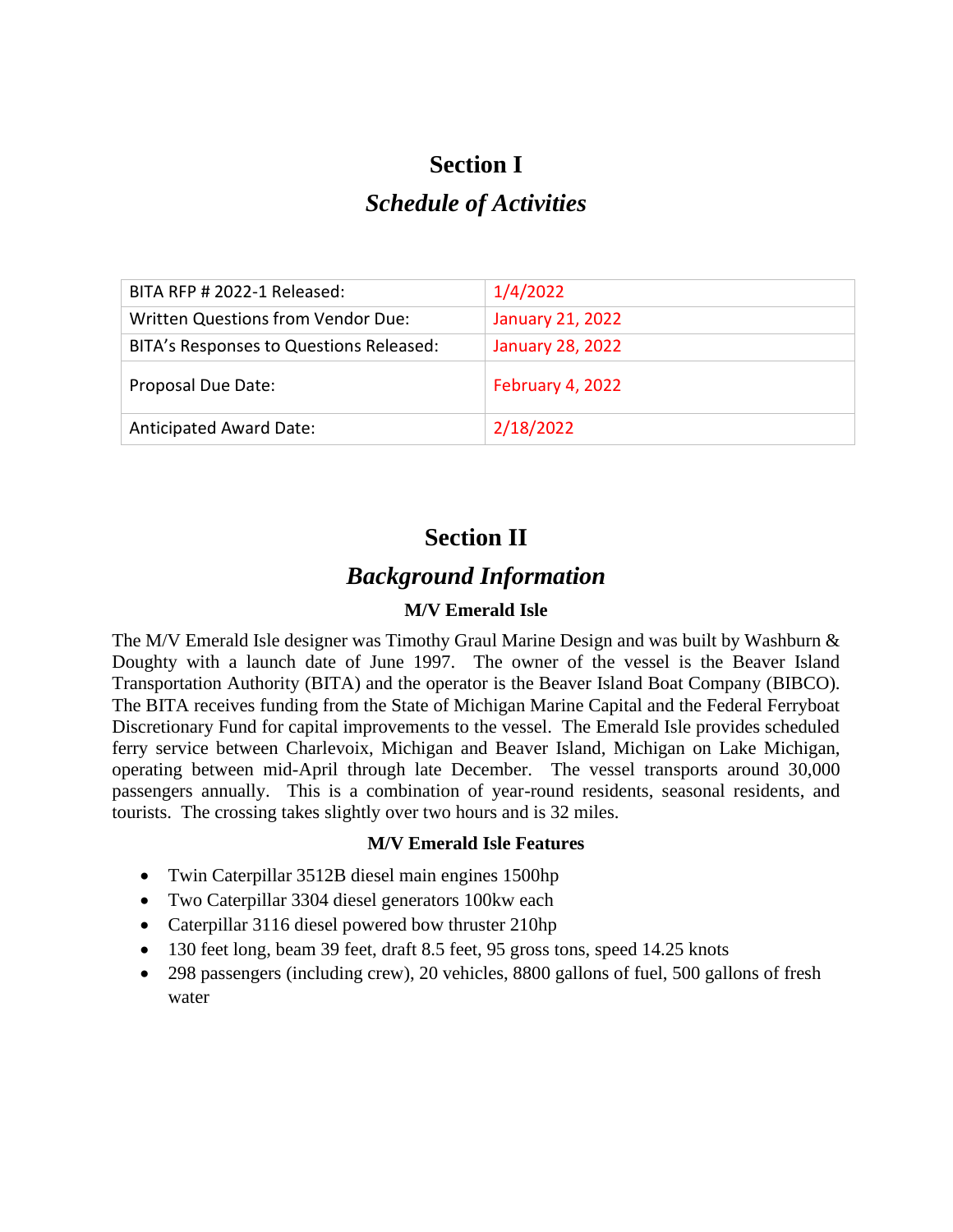# Section I

## *Schedule of Activities*

| | |
|---|---|
| BITA RFP # 2022-1 Released: | 1/4/2022 |
| Written Questions from Vendor Due: | January 21, 2022 |
| BITA's Responses to Questions Released: | January 28, 2022 |
| Proposal Due Date: | February 4, 2022 |
| Anticipated Award Date: | 2/18/2022 |

# Section II

## *Background Information*

### M/V Emerald Isle

The M/V Emerald Isle designer was Timothy Graul Marine Design and was built by Washburn & Doughty with a launch date of June 1997. The owner of the vessel is the Beaver Island Transportation Authority (BITA) and the operator is the Beaver Island Boat Company (BIBCO). The BITA receives funding from the State of Michigan Marine Capital and the Federal Ferryboat Discretionary Fund for capital improvements to the vessel. The Emerald Isle provides scheduled ferry service between Charlevoix, Michigan and Beaver Island, Michigan on Lake Michigan, operating between mid-April through late December. The vessel transports around 30,000 passengers annually. This is a combination of year-round residents, seasonal residents, and tourists. The crossing takes slightly over two hours and is 32 miles.

### M/V Emerald Isle Features

- Twin Caterpillar 3512B diesel main engines 1500hp
- Two Caterpillar 3304 diesel generators 100kw each
- Caterpillar 3116 diesel powered bow thruster 210hp
- 130 feet long, beam 39 feet, draft 8.5 feet, 95 gross tons, speed 14.25 knots
- 298 passengers (including crew), 20 vehicles, 8800 gallons of fuel, 500 gallons of fresh water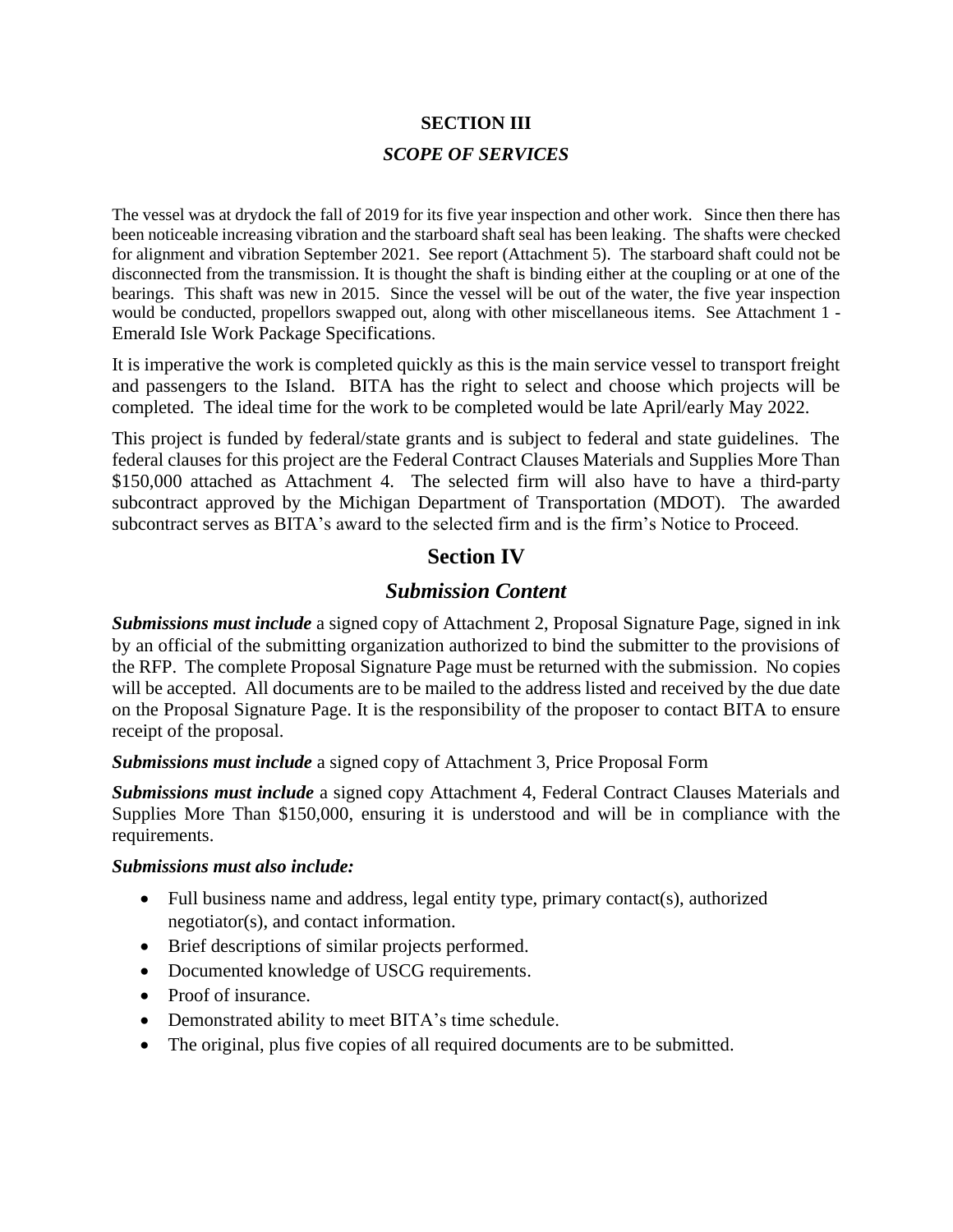## SECTION III

### *SCOPE OF SERVICES*

The vessel was at drydock the fall of 2019 for its five year inspection and other work. Since then there has been noticeable increasing vibration and the starboard shaft seal has been leaking. The shafts were checked for alignment and vibration September 2021. See report (Attachment 5). The starboard shaft could not be disconnected from the transmission. It is thought the shaft is binding either at the coupling or at one of the bearings. This shaft was new in 2015. Since the vessel will be out of the water, the five year inspection would be conducted, propellors swapped out, along with other miscellaneous items. See Attachment 1 - Emerald Isle Work Package Specifications.

It is imperative the work is completed quickly as this is the main service vessel to transport freight and passengers to the Island. BITA has the right to select and choose which projects will be completed. The ideal time for the work to be completed would be late April/early May 2022.

This project is funded by federal/state grants and is subject to federal and state guidelines. The federal clauses for this project are the Federal Contract Clauses Materials and Supplies More Than $150,000 attached as Attachment 4. The selected firm will also have to have a third-party subcontract approved by the Michigan Department of Transportation (MDOT). The awarded subcontract serves as BITA's award to the selected firm and is the firm's Notice to Proceed.

## Section IV

### *Submission Content*

***Submissions must include*** a signed copy of Attachment 2, Proposal Signature Page, signed in ink by an official of the submitting organization authorized to bind the submitter to the provisions of the RFP. The complete Proposal Signature Page must be returned with the submission. No copies will be accepted. All documents are to be mailed to the address listed and received by the due date on the Proposal Signature Page. It is the responsibility of the proposer to contact BITA to ensure receipt of the proposal.

***Submissions must include*** a signed copy of Attachment 3, Price Proposal Form

***Submissions must include*** a signed copy Attachment 4, Federal Contract Clauses Materials and Supplies More Than $150,000, ensuring it is understood and will be in compliance with the requirements.

***Submissions must also include:***

- Full business name and address, legal entity type, primary contact(s), authorized negotiator(s), and contact information.
- Brief descriptions of similar projects performed.
- Documented knowledge of USCG requirements.
- Proof of insurance.
- Demonstrated ability to meet BITA's time schedule.
- The original, plus five copies of all required documents are to be submitted.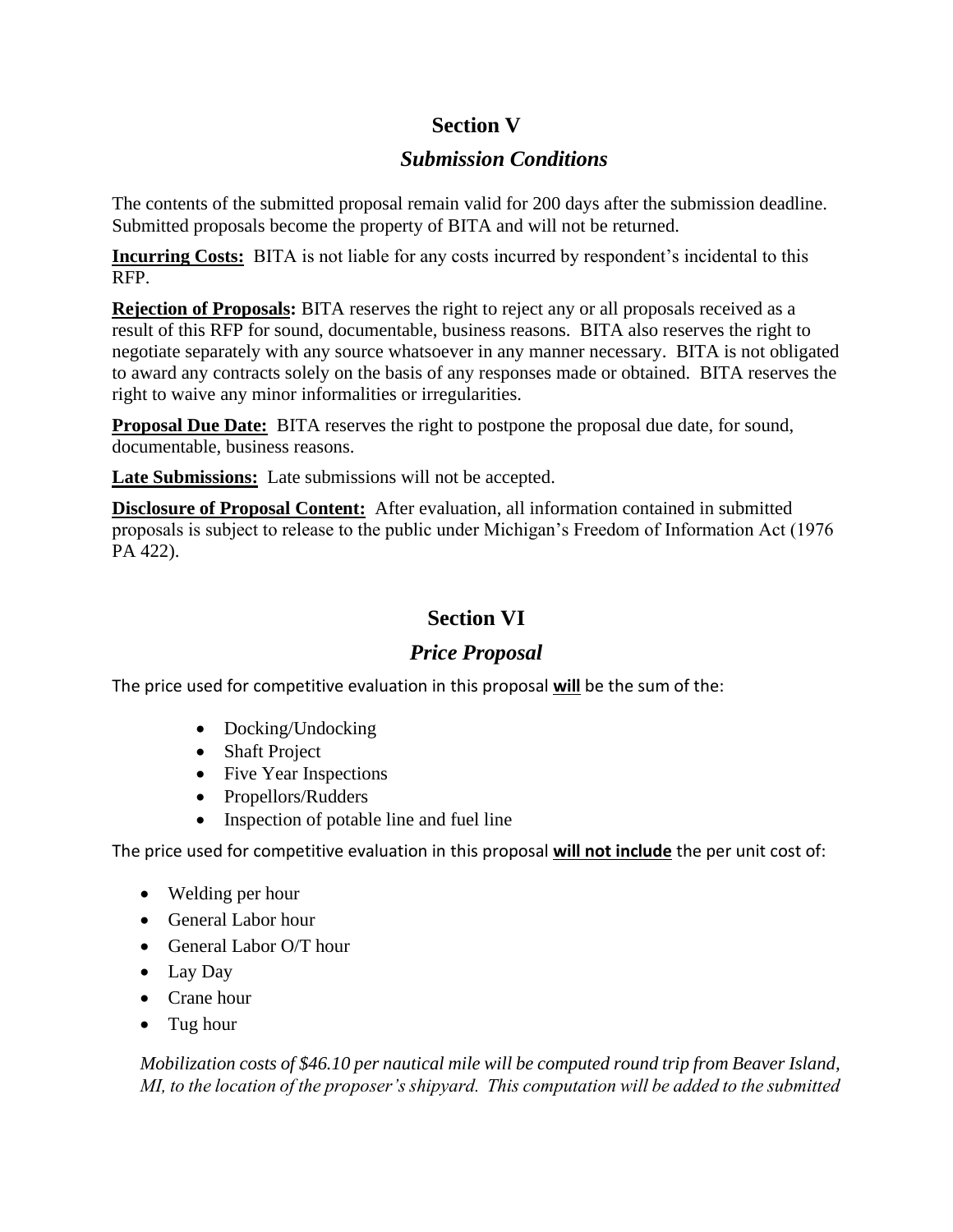## Section V

### *Submission Conditions*

The contents of the submitted proposal remain valid for 200 days after the submission deadline. Submitted proposals become the property of BITA and will not be returned.

**Incurring Costs:** BITA is not liable for any costs incurred by respondent's incidental to this RFP.

**Rejection of Proposals:** BITA reserves the right to reject any or all proposals received as a result of this RFP for sound, documentable, business reasons. BITA also reserves the right to negotiate separately with any source whatsoever in any manner necessary. BITA is not obligated to award any contracts solely on the basis of any responses made or obtained. BITA reserves the right to waive any minor informalities or irregularities.

**Proposal Due Date:** BITA reserves the right to postpone the proposal due date, for sound, documentable, business reasons.

**Late Submissions:** Late submissions will not be accepted.

**Disclosure of Proposal Content:** After evaluation, all information contained in submitted proposals is subject to release to the public under Michigan's Freedom of Information Act (1976 PA 422).

## Section VI

### *Price Proposal*

The price used for competitive evaluation in this proposal **will** be the sum of the:

- Docking/Undocking
- Shaft Project
- Five Year Inspections
- Propellors/Rudders
- Inspection of potable line and fuel line

The price used for competitive evaluation in this proposal **will not include** the per unit cost of:

- Welding per hour
- General Labor hour
- General Labor O/T hour
- Lay Day
- Crane hour
- Tug hour

*Mobilization costs of $46.10 per nautical mile will be computed round trip from Beaver Island, MI, to the location of the proposer's shipyard. This computation will be added to the submitted*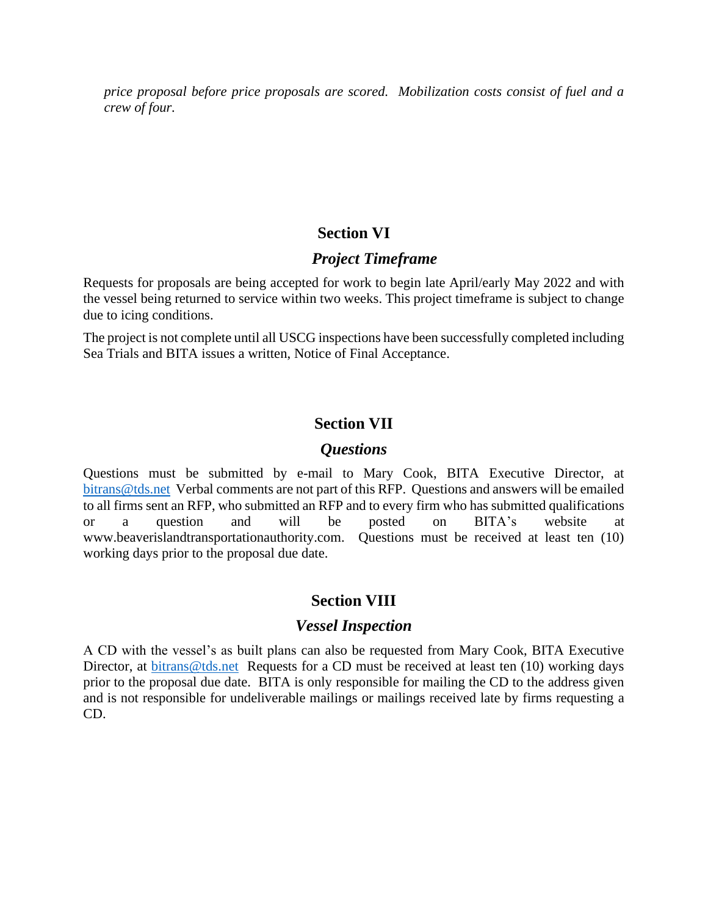*price proposal before price proposals are scored. Mobilization costs consist of fuel and a crew of four.*

## Section VI

### *Project Timeframe*

Requests for proposals are being accepted for work to begin late April/early May 2022 and with the vessel being returned to service within two weeks. This project timeframe is subject to change due to icing conditions.

The project is not complete until all USCG inspections have been successfully completed including Sea Trials and BITA issues a written, Notice of Final Acceptance.

## Section VII

### *Questions*

Questions must be submitted by e-mail to Mary Cook, BITA Executive Director, at bitrans@tds.net Verbal comments are not part of this RFP. Questions and answers will be emailed to all firms sent an RFP, who submitted an RFP and to every firm who has submitted qualifications or a question and will be posted on BITA's website at www.beaverislandtransportationauthority.com. Questions must be received at least ten (10) working days prior to the proposal due date.

## Section VIII

### *Vessel Inspection*

A CD with the vessel's as built plans can also be requested from Mary Cook, BITA Executive Director, at bitrans@tds.net Requests for a CD must be received at least ten (10) working days prior to the proposal due date. BITA is only responsible for mailing the CD to the address given and is not responsible for undeliverable mailings or mailings received late by firms requesting a CD.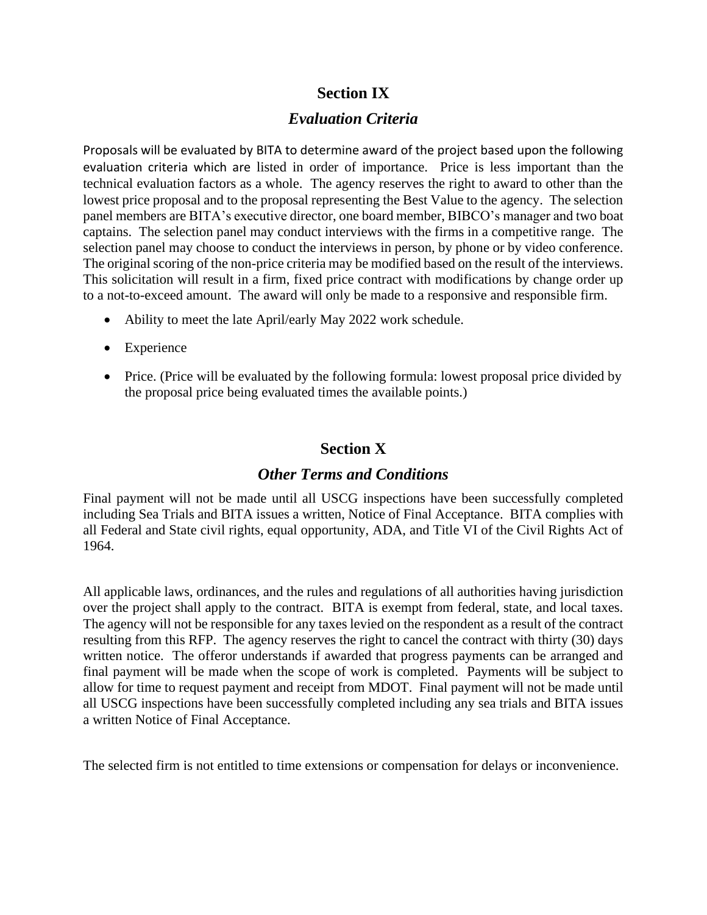## Section IX

### *Evaluation Criteria*

Proposals will be evaluated by BITA to determine award of the project based upon the following evaluation criteria which are listed in order of importance. Price is less important than the technical evaluation factors as a whole. The agency reserves the right to award to other than the lowest price proposal and to the proposal representing the Best Value to the agency. The selection panel members are BITA's executive director, one board member, BIBCO's manager and two boat captains. The selection panel may conduct interviews with the firms in a competitive range. The selection panel may choose to conduct the interviews in person, by phone or by video conference. The original scoring of the non-price criteria may be modified based on the result of the interviews. This solicitation will result in a firm, fixed price contract with modifications by change order up to a not-to-exceed amount. The award will only be made to a responsive and responsible firm.

- Ability to meet the late April/early May 2022 work schedule.
- Experience
- Price. (Price will be evaluated by the following formula: lowest proposal price divided by the proposal price being evaluated times the available points.)

## Section X

### *Other Terms and Conditions*

Final payment will not be made until all USCG inspections have been successfully completed including Sea Trials and BITA issues a written, Notice of Final Acceptance. BITA complies with all Federal and State civil rights, equal opportunity, ADA, and Title VI of the Civil Rights Act of 1964.

All applicable laws, ordinances, and the rules and regulations of all authorities having jurisdiction over the project shall apply to the contract. BITA is exempt from federal, state, and local taxes. The agency will not be responsible for any taxes levied on the respondent as a result of the contract resulting from this RFP. The agency reserves the right to cancel the contract with thirty (30) days written notice. The offeror understands if awarded that progress payments can be arranged and final payment will be made when the scope of work is completed. Payments will be subject to allow for time to request payment and receipt from MDOT. Final payment will not be made until all USCG inspections have been successfully completed including any sea trials and BITA issues a written Notice of Final Acceptance.

The selected firm is not entitled to time extensions or compensation for delays or inconvenience.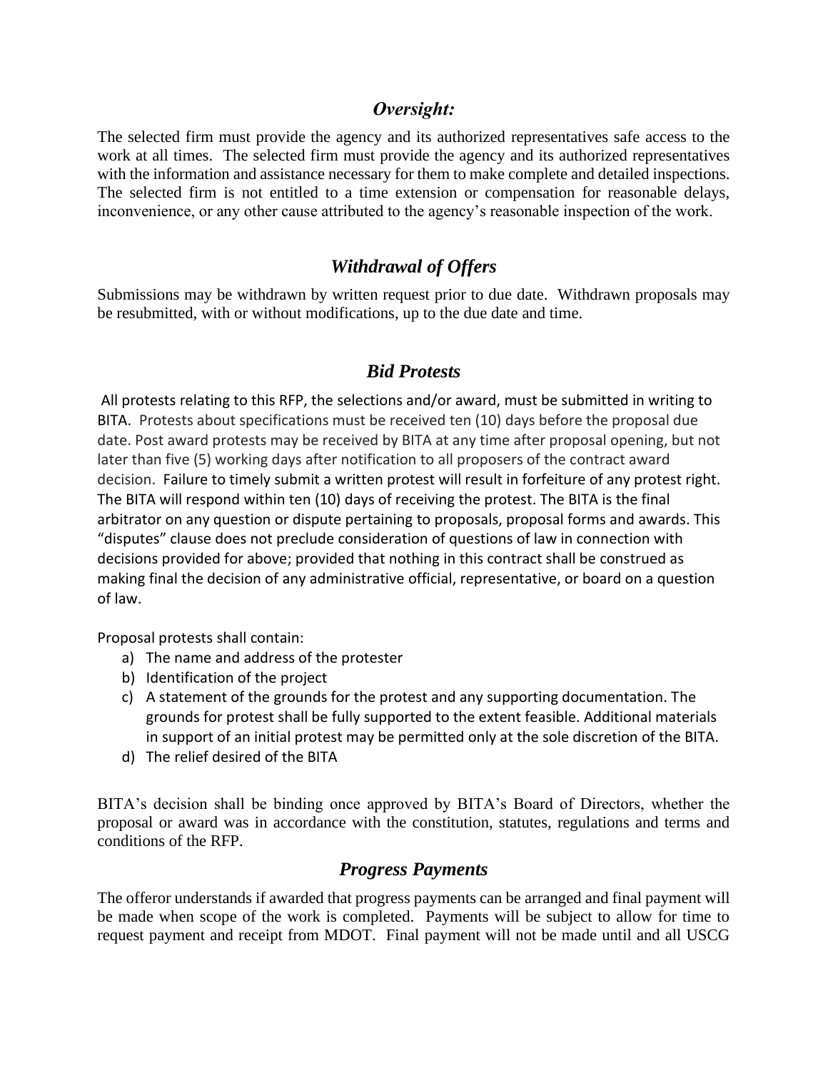## *Oversight:*

The selected firm must provide the agency and its authorized representatives safe access to the work at all times. The selected firm must provide the agency and its authorized representatives with the information and assistance necessary for them to make complete and detailed inspections. The selected firm is not entitled to a time extension or compensation for reasonable delays, inconvenience, or any other cause attributed to the agency's reasonable inspection of the work.

## *Withdrawal of Offers*

Submissions may be withdrawn by written request prior to due date. Withdrawn proposals may be resubmitted, with or without modifications, up to the due date and time.

## *Bid Protests*

All protests relating to this RFP, the selections and/or award, must be submitted in writing to BITA. Protests about specifications must be received ten (10) days before the proposal due date. Post award protests may be received by BITA at any time after proposal opening, but not later than five (5) working days after notification to all proposers of the contract award decision. Failure to timely submit a written protest will result in forfeiture of any protest right. The BITA will respond within ten (10) days of receiving the protest. The BITA is the final arbitrator on any question or dispute pertaining to proposals, proposal forms and awards. This "disputes" clause does not preclude consideration of questions of law in connection with decisions provided for above; provided that nothing in this contract shall be construed as making final the decision of any administrative official, representative, or board on a question of law.

Proposal protests shall contain:

a) The name and address of the protester
b) Identification of the project
c) A statement of the grounds for the protest and any supporting documentation. The grounds for protest shall be fully supported to the extent feasible. Additional materials in support of an initial protest may be permitted only at the sole discretion of the BITA.
d) The relief desired of the BITA

BITA's decision shall be binding once approved by BITA's Board of Directors, whether the proposal or award was in accordance with the constitution, statutes, regulations and terms and conditions of the RFP.

## *Progress Payments*

The offeror understands if awarded that progress payments can be arranged and final payment will be made when scope of the work is completed. Payments will be subject to allow for time to request payment and receipt from MDOT. Final payment will not be made until and all USCG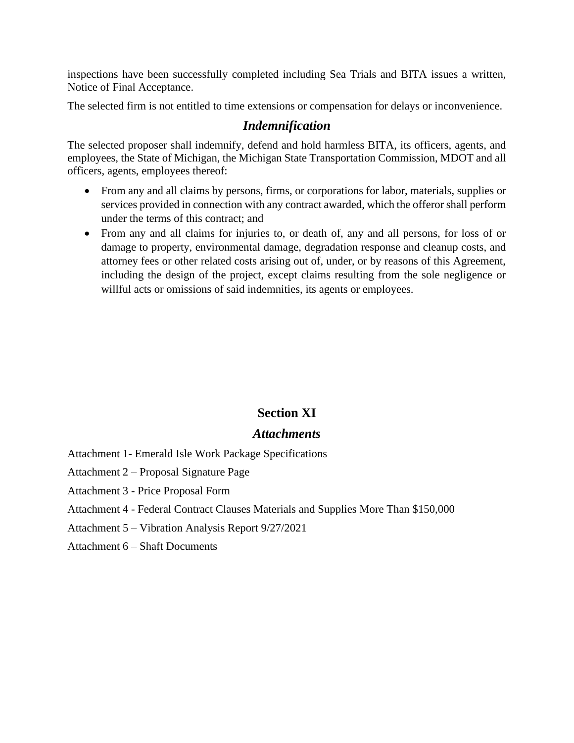inspections have been successfully completed including Sea Trials and BITA issues a written, Notice of Final Acceptance.

The selected firm is not entitled to time extensions or compensation for delays or inconvenience.

## *Indemnification*

The selected proposer shall indemnify, defend and hold harmless BITA, its officers, agents, and employees, the State of Michigan, the Michigan State Transportation Commission, MDOT and all officers, agents, employees thereof:

- From any and all claims by persons, firms, or corporations for labor, materials, supplies or services provided in connection with any contract awarded, which the offeror shall perform under the terms of this contract; and
- From any and all claims for injuries to, or death of, any and all persons, for loss of or damage to property, environmental damage, degradation response and cleanup costs, and attorney fees or other related costs arising out of, under, or by reasons of this Agreement, including the design of the project, except claims resulting from the sole negligence or willful acts or omissions of said indemnities, its agents or employees.

# Section XI

## *Attachments*

Attachment 1- Emerald Isle Work Package Specifications

Attachment 2 – Proposal Signature Page

Attachment 3 - Price Proposal Form

Attachment 4 - Federal Contract Clauses Materials and Supplies More Than $150,000

Attachment 5 – Vibration Analysis Report 9/27/2021

Attachment 6 – Shaft Documents